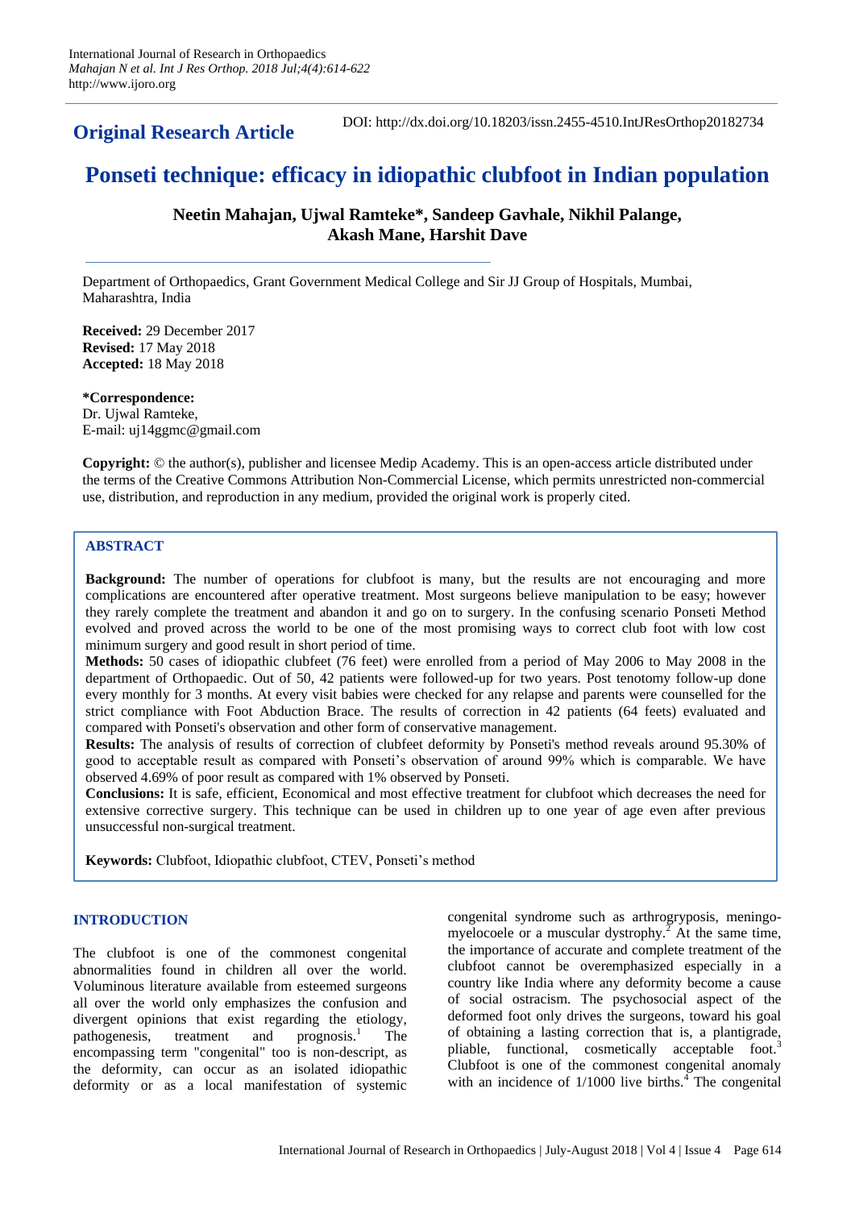**Original Research Article**

DOI: http://dx.doi.org/10.18203/issn.2455-4510.IntJResOrthop20182734

# Ponseti technique: efficacy in idiopathic clubfoot in Indian population

**Neetin Mahajan, Ujwal Ramteke*, Sandeep Gavhale, Nikhil Palange, Akash Mane, Harshit Dave**

Department of Orthopaedics, Grant Government Medical College and Sir JJ Group of Hospitals, Mumbai, Maharashtra, India

**Received:** 29 December 2017
**Revised:** 17 May 2018
**Accepted:** 18 May 2018

**\*Correspondence:**
Dr. Ujwal Ramteke,
E-mail: uj14ggmc@gmail.com

**Copyright:** © the author(s), publisher and licensee Medip Academy. This is an open-access article distributed under the terms of the Creative Commons Attribution Non-Commercial License, which permits unrestricted non-commercial use, distribution, and reproduction in any medium, provided the original work is properly cited.

## ABSTRACT

**Background:** The number of operations for clubfoot is many, but the results are not encouraging and more complications are encountered after operative treatment. Most surgeons believe manipulation to be easy; however they rarely complete the treatment and abandon it and go on to surgery. In the confusing scenario Ponseti Method evolved and proved across the world to be one of the most promising ways to correct club foot with low cost minimum surgery and good result in short period of time.

**Methods:** 50 cases of idiopathic clubfeet (76 feet) were enrolled from a period of May 2006 to May 2008 in the department of Orthopaedic. Out of 50, 42 patients were followed-up for two years. Post tenotomy follow-up done every monthly for 3 months. At every visit babies were checked for any relapse and parents were counselled for the strict compliance with Foot Abduction Brace. The results of correction in 42 patients (64 feets) evaluated and compared with Ponseti's observation and other form of conservative management.

**Results:** The analysis of results of correction of clubfeet deformity by Ponseti's method reveals around 95.30% of good to acceptable result as compared with Ponseti's observation of around 99% which is comparable. We have observed 4.69% of poor result as compared with 1% observed by Ponseti.

**Conclusions:** It is safe, efficient, Economical and most effective treatment for clubfoot which decreases the need for extensive corrective surgery. This technique can be used in children up to one year of age even after previous unsuccessful non-surgical treatment.

**Keywords:** Clubfoot, Idiopathic clubfoot, CTEV, Ponseti's method

## INTRODUCTION

The clubfoot is one of the commonest congenital abnormalities found in children all over the world. Voluminous literature available from esteemed surgeons all over the world only emphasizes the confusion and divergent opinions that exist regarding the etiology, pathogenesis, treatment and prognosis.[1] The encompassing term "congenital" too is non-descript, as the deformity, can occur as an isolated idiopathic deformity or as a local manifestation of systemic congenital syndrome such as arthrogryposis, meningo-myelocoele or a muscular dystrophy.[2] At the same time, the importance of accurate and complete treatment of the clubfoot cannot be overemphasized especially in a country like India where any deformity become a cause of social ostracism. The psychosocial aspect of the deformed foot only drives the surgeons, toward his goal of obtaining a lasting correction that is, a plantigrade, pliable, functional, cosmetically acceptable foot.[3] Clubfoot is one of the commonest congenital anomaly with an incidence of 1/1000 live births.[4] The congenital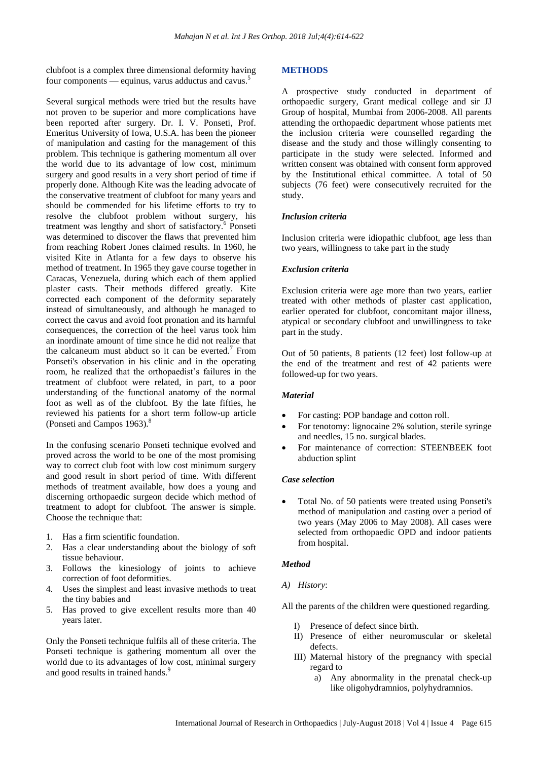clubfoot is a complex three dimensional deformity having four components — equinus, varus adductus and cavus.[5]

Several surgical methods were tried but the results have not proven to be superior and more complications have been reported after surgery. Dr. I. V. Ponseti, Prof. Emeritus University of Iowa, U.S.A. has been the pioneer of manipulation and casting for the management of this problem. This technique is gathering momentum all over the world due to its advantage of low cost, minimum surgery and good results in a very short period of time if properly done. Although Kite was the leading advocate of the conservative treatment of clubfoot for many years and should be commended for his lifetime efforts to try to resolve the clubfoot problem without surgery, his treatment was lengthy and short of satisfactory.[6] Ponseti was determined to discover the flaws that prevented him from reaching Robert Jones claimed results. In 1960, he visited Kite in Atlanta for a few days to observe his method of treatment. In 1965 they gave course together in Caracas, Venezuela, during which each of them applied plaster casts. Their methods differed greatly. Kite corrected each component of the deformity separately instead of simultaneously, and although he managed to correct the cavus and avoid foot pronation and its harmful consequences, the correction of the heel varus took him an inordinate amount of time since he did not realize that the calcaneum must abduct so it can be everted.[7] From Ponseti's observation in his clinic and in the operating room, he realized that the orthopaedist's failures in the treatment of clubfoot were related, in part, to a poor understanding of the functional anatomy of the normal foot as well as of the clubfoot. By the late fifties, he reviewed his patients for a short term follow-up article (Ponseti and Campos 1963).[8]

In the confusing scenario Ponseti technique evolved and proved across the world to be one of the most promising way to correct club foot with low cost minimum surgery and good result in short period of time. With different methods of treatment available, how does a young and discerning orthopaedic surgeon decide which method of treatment to adopt for clubfoot. The answer is simple. Choose the technique that:

1. Has a firm scientific foundation.
2. Has a clear understanding about the biology of soft tissue behaviour.
3. Follows the kinesiology of joints to achieve correction of foot deformities.
4. Uses the simplest and least invasive methods to treat the tiny babies and
5. Has proved to give excellent results more than 40 years later.

Only the Ponseti technique fulfils all of these criteria. The Ponseti technique is gathering momentum all over the world due to its advantages of low cost, minimal surgery and good results in trained hands.[9]

## METHODS

A prospective study conducted in department of orthopaedic surgery, Grant medical college and sir JJ Group of hospital, Mumbai from 2006-2008. All parents attending the orthopaedic department whose patients met the inclusion criteria were counselled regarding the disease and the study and those willingly consenting to participate in the study were selected. Informed and written consent was obtained with consent form approved by the Institutional ethical committee. A total of 50 subjects (76 feet) were consecutively recruited for the study.

### *Inclusion criteria*

Inclusion criteria were idiopathic clubfoot, age less than two years, willingness to take part in the study

### *Exclusion criteria*

Exclusion criteria were age more than two years, earlier treated with other methods of plaster cast application, earlier operated for clubfoot, concomitant major illness, atypical or secondary clubfoot and unwillingness to take part in the study.

Out of 50 patients, 8 patients (12 feet) lost follow-up at the end of the treatment and rest of 42 patients were followed-up for two years.

### *Material*

- For casting: POP bandage and cotton roll.
- For tenotomy: lignocaine 2% solution, sterile syringe and needles, 15 no. surgical blades.
- For maintenance of correction: STEENBEEK foot abduction splint

### *Case selection*

- Total No. of 50 patients were treated using Ponseti's method of manipulation and casting over a period of two years (May 2006 to May 2008). All cases were selected from orthopaedic OPD and indoor patients from hospital.

### *Method*

*A) History*:

All the parents of the children were questioned regarding.

I) Presence of defect since birth.
II) Presence of either neuromuscular or skeletal defects.
III) Maternal history of the pregnancy with special regard to
   a) Any abnormality in the prenatal check-up like oligohydramnios, polyhydramnios.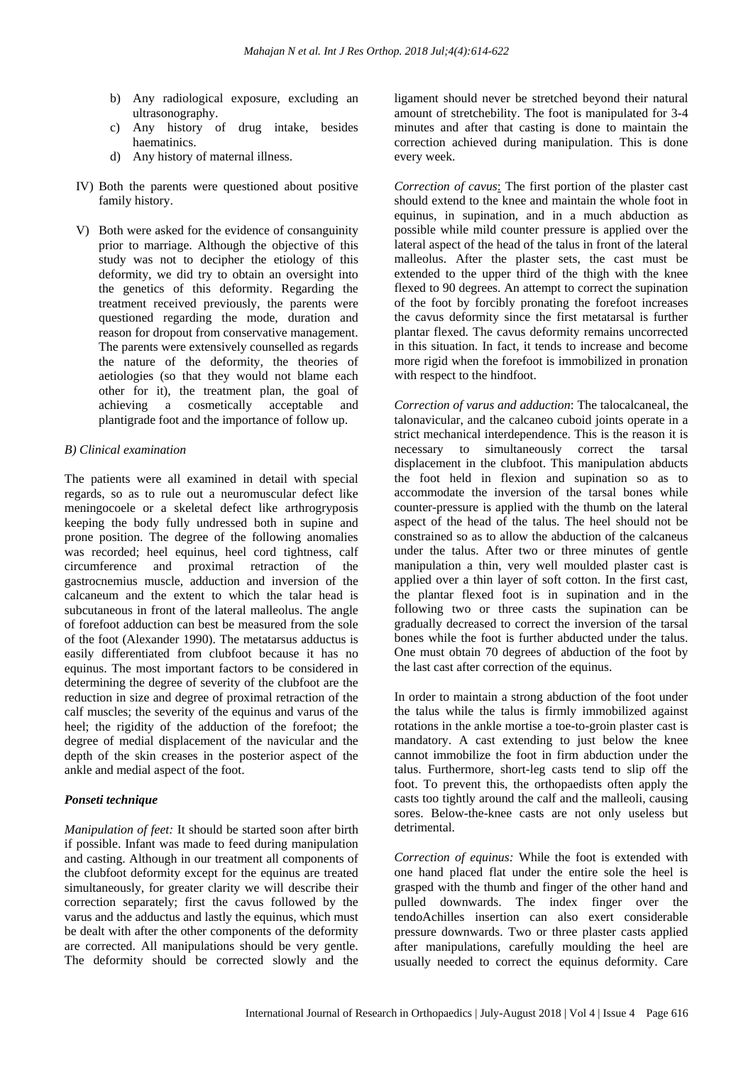b) Any radiological exposure, excluding an ultrasonography.
c) Any history of drug intake, besides haematinics.
d) Any history of maternal illness.

IV) Both the parents were questioned about positive family history.

V) Both were asked for the evidence of consanguinity prior to marriage. Although the objective of this study was not to decipher the etiology of this deformity, we did try to obtain an oversight into the genetics of this deformity. Regarding the treatment received previously, the parents were questioned regarding the mode, duration and reason for dropout from conservative management. The parents were extensively counselled as regards the nature of the deformity, the theories of aetiologies (so that they would not blame each other for it), the treatment plan, the goal of achieving a cosmetically acceptable and plantigrade foot and the importance of follow up.

### *B) Clinical examination*

The patients were all examined in detail with special regards, so as to rule out a neuromuscular defect like meningocoele or a skeletal defect like arthrogryposis keeping the body fully undressed both in supine and prone position. The degree of the following anomalies was recorded; heel equinus, heel cord tightness, calf circumference and proximal retraction of the gastrocnemius muscle, adduction and inversion of the calcaneum and the extent to which the talar head is subcutaneous in front of the lateral malleolus. The angle of forefoot adduction can best be measured from the sole of the foot (Alexander 1990). The metatarsus adductus is easily differentiated from clubfoot because it has no equinus. The most important factors to be considered in determining the degree of severity of the clubfoot are the reduction in size and degree of proximal retraction of the calf muscles; the severity of the equinus and varus of the heel; the rigidity of the adduction of the forefoot; the degree of medial displacement of the navicular and the depth of the skin creases in the posterior aspect of the ankle and medial aspect of the foot.

### ***Ponseti technique***

*Manipulation of feet:* It should be started soon after birth if possible. Infant was made to feed during manipulation and casting. Although in our treatment all components of the clubfoot deformity except for the equinus are treated simultaneously, for greater clarity we will describe their correction separately; first the cavus followed by the varus and the adductus and lastly the equinus, which must be dealt with after the other components of the deformity are corrected. All manipulations should be very gentle. The deformity should be corrected slowly and the ligament should never be stretched beyond their natural amount of stretchebility. The foot is manipulated for 3-4 minutes and after that casting is done to maintain the correction achieved during manipulation. This is done every week.

*Correction of cavus*: The first portion of the plaster cast should extend to the knee and maintain the whole foot in equinus, in supination, and in a much abduction as possible while mild counter pressure is applied over the lateral aspect of the head of the talus in front of the lateral malleolus. After the plaster sets, the cast must be extended to the upper third of the thigh with the knee flexed to 90 degrees. An attempt to correct the supination of the foot by forcibly pronating the forefoot increases the cavus deformity since the first metatarsal is further plantar flexed. The cavus deformity remains uncorrected in this situation. In fact, it tends to increase and become more rigid when the forefoot is immobilized in pronation with respect to the hindfoot.

*Correction of varus and adduction*: The talocalcaneal, the talonavicular, and the calcaneo cuboid joints operate in a strict mechanical interdependence. This is the reason it is necessary to simultaneously correct the tarsal displacement in the clubfoot. This manipulation abducts the foot held in flexion and supination so as to accommodate the inversion of the tarsal bones while counter-pressure is applied with the thumb on the lateral aspect of the head of the talus. The heel should not be constrained so as to allow the abduction of the calcaneus under the talus. After two or three minutes of gentle manipulation a thin, very well moulded plaster cast is applied over a thin layer of soft cotton. In the first cast, the plantar flexed foot is in supination and in the following two or three casts the supination can be gradually decreased to correct the inversion of the tarsal bones while the foot is further abducted under the talus. One must obtain 70 degrees of abduction of the foot by the last cast after correction of the equinus.

In order to maintain a strong abduction of the foot under the talus while the talus is firmly immobilized against rotations in the ankle mortise a toe-to-groin plaster cast is mandatory. A cast extending to just below the knee cannot immobilize the foot in firm abduction under the talus. Furthermore, short-leg casts tend to slip off the foot. To prevent this, the orthopaedists often apply the casts too tightly around the calf and the malleoli, causing sores. Below-the-knee casts are not only useless but detrimental.

*Correction of equinus:* While the foot is extended with one hand placed flat under the entire sole the heel is grasped with the thumb and finger of the other hand and pulled downwards. The index finger over the tendoAchilles insertion can also exert considerable pressure downwards. Two or three plaster casts applied after manipulations, carefully moulding the heel are usually needed to correct the equinus deformity. Care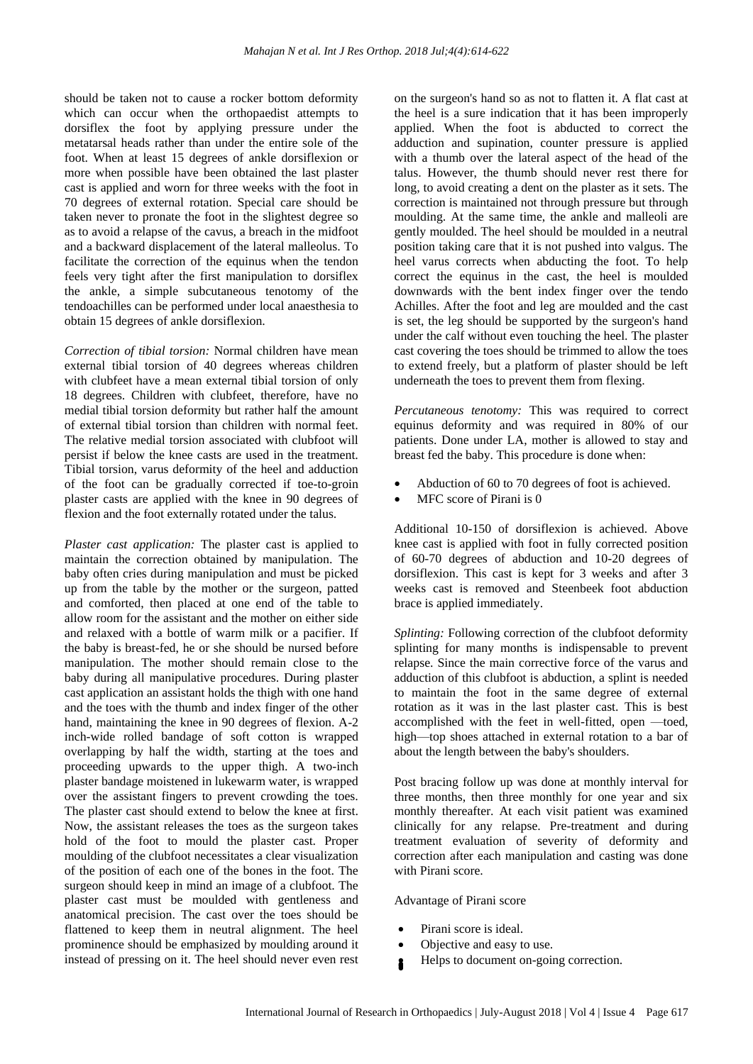should be taken not to cause a rocker bottom deformity which can occur when the orthopaedist attempts to dorsiflex the foot by applying pressure under the metatarsal heads rather than under the entire sole of the foot. When at least 15 degrees of ankle dorsiflexion or more when possible have been obtained the last plaster cast is applied and worn for three weeks with the foot in 70 degrees of external rotation. Special care should be taken never to pronate the foot in the slightest degree so as to avoid a relapse of the cavus, a breach in the midfoot and a backward displacement of the lateral malleolus. To facilitate the correction of the equinus when the tendon feels very tight after the first manipulation to dorsiflex the ankle, a simple subcutaneous tenotomy of the tendoachilles can be performed under local anaesthesia to obtain 15 degrees of ankle dorsiflexion.

*Correction of tibial torsion:* Normal children have mean external tibial torsion of 40 degrees whereas children with clubfeet have a mean external tibial torsion of only 18 degrees. Children with clubfeet, therefore, have no medial tibial torsion deformity but rather half the amount of external tibial torsion than children with normal feet. The relative medial torsion associated with clubfoot will persist if below the knee casts are used in the treatment. Tibial torsion, varus deformity of the heel and adduction of the foot can be gradually corrected if toe-to-groin plaster casts are applied with the knee in 90 degrees of flexion and the foot externally rotated under the talus.

*Plaster cast application:* The plaster cast is applied to maintain the correction obtained by manipulation. The baby often cries during manipulation and must be picked up from the table by the mother or the surgeon, patted and comforted, then placed at one end of the table to allow room for the assistant and the mother on either side and relaxed with a bottle of warm milk or a pacifier. If the baby is breast-fed, he or she should be nursed before manipulation. The mother should remain close to the baby during all manipulative procedures. During plaster cast application an assistant holds the thigh with one hand and the toes with the thumb and index finger of the other hand, maintaining the knee in 90 degrees of flexion. A-2 inch-wide rolled bandage of soft cotton is wrapped overlapping by half the width, starting at the toes and proceeding upwards to the upper thigh. A two-inch plaster bandage moistened in lukewarm water, is wrapped over the assistant fingers to prevent crowding the toes. The plaster cast should extend to below the knee at first. Now, the assistant releases the toes as the surgeon takes hold of the foot to mould the plaster cast. Proper moulding of the clubfoot necessitates a clear visualization of the position of each one of the bones in the foot. The surgeon should keep in mind an image of a clubfoot. The plaster cast must be moulded with gentleness and anatomical precision. The cast over the toes should be flattened to keep them in neutral alignment. The heel prominence should be emphasized by moulding around it instead of pressing on it. The heel should never even rest on the surgeon's hand so as not to flatten it. A flat cast at the heel is a sure indication that it has been improperly applied. When the foot is abducted to correct the adduction and supination, counter pressure is applied with a thumb over the lateral aspect of the head of the talus. However, the thumb should never rest there for long, to avoid creating a dent on the plaster as it sets. The correction is maintained not through pressure but through moulding. At the same time, the ankle and malleoli are gently moulded. The heel should be moulded in a neutral position taking care that it is not pushed into valgus. The heel varus corrects when abducting the foot. To help correct the equinus in the cast, the heel is moulded downwards with the bent index finger over the tendo Achilles. After the foot and leg are moulded and the cast is set, the leg should be supported by the surgeon's hand under the calf without even touching the heel. The plaster cast covering the toes should be trimmed to allow the toes to extend freely, but a platform of plaster should be left underneath the toes to prevent them from flexing.

*Percutaneous tenotomy:* This was required to correct equinus deformity and was required in 80% of our patients. Done under LA, mother is allowed to stay and breast fed the baby. This procedure is done when:

- Abduction of 60 to 70 degrees of foot is achieved.
- MFC score of Pirani is 0

Additional 10-150 of dorsiflexion is achieved. Above knee cast is applied with foot in fully corrected position of 60-70 degrees of abduction and 10-20 degrees of dorsiflexion. This cast is kept for 3 weeks and after 3 weeks cast is removed and Steenbeek foot abduction brace is applied immediately.

*Splinting:* Following correction of the clubfoot deformity splinting for many months is indispensable to prevent relapse. Since the main corrective force of the varus and adduction of this clubfoot is abduction, a splint is needed to maintain the foot in the same degree of external rotation as it was in the last plaster cast. This is best accomplished with the feet in well-fitted, open —toed, high—top shoes attached in external rotation to a bar of about the length between the baby's shoulders.

Post bracing follow up was done at monthly interval for three months, then three monthly for one year and six monthly thereafter. At each visit patient was examined clinically for any relapse. Pre-treatment and during treatment evaluation of severity of deformity and correction after each manipulation and casting was done with Pirani score.

Advantage of Pirani score

- Pirani score is ideal.
- Objective and easy to use.
- Helps to document on-going correction.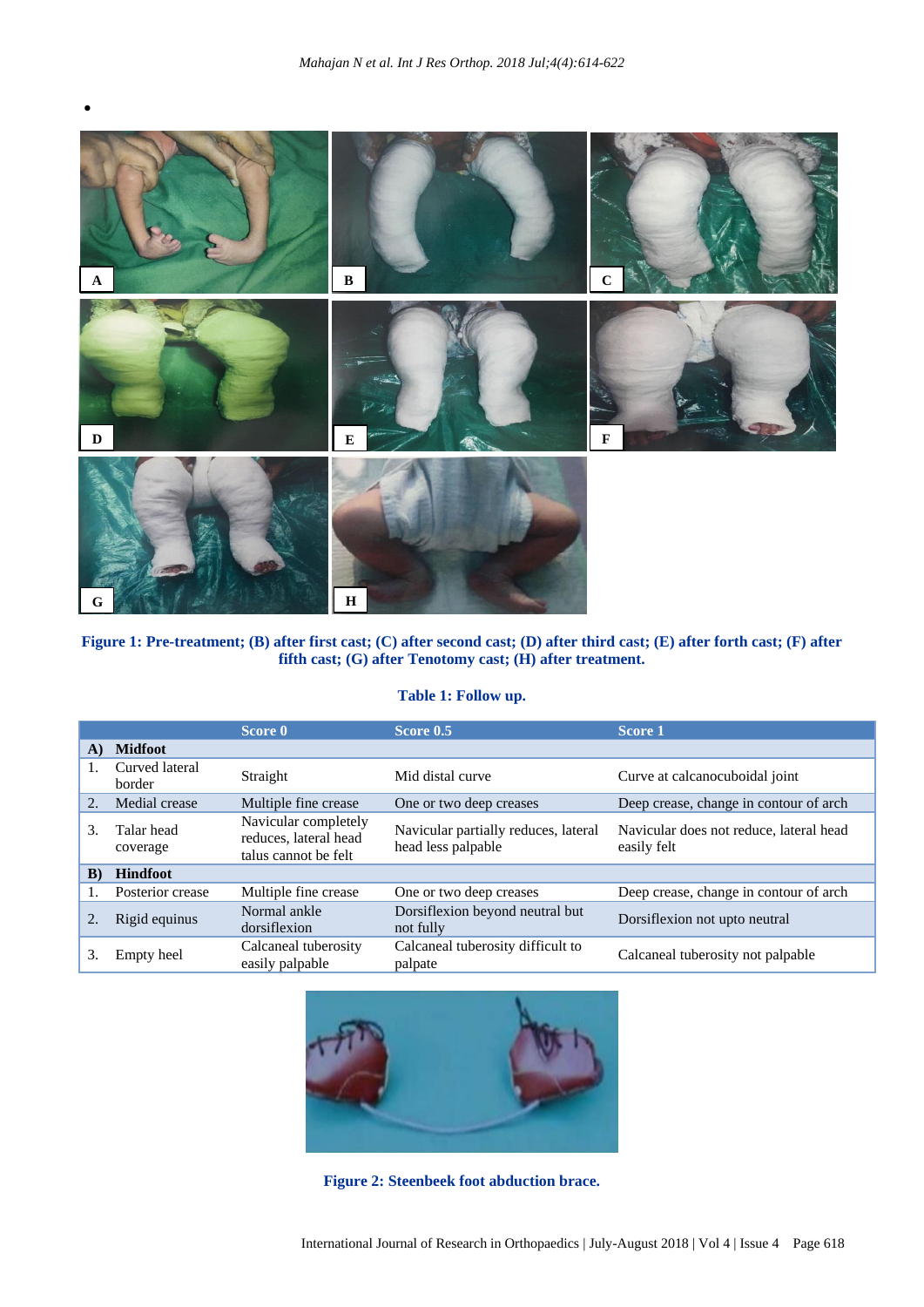Figure 1: Pre-treatment; (B) after first cast; (C) after second cast; (D) after third cast; (E) after forth cast; (F) after fifth cast; (G) after Tenotomy cast; (H) after treatment.

**Table 1: Follow up.**

| | | Score 0 | Score 0.5 | Score 1 |
|---|---|---|---|---|
| **A)** | **Midfoot** | | | |
| 1. | Curved lateral border | Straight | Mid distal curve | Curve at calcanocuboidal joint |
| 2. | Medial crease | Multiple fine crease | One or two deep creases | Deep crease, change in contour of arch |
| 3. | Talar head coverage | Navicular completely reduces, lateral head talus cannot be felt | Navicular partially reduces, lateral head less palpable | Navicular does not reduce, lateral head easily felt |
| **B)** | **Hindfoot** | | | |
| 1. | Posterior crease | Multiple fine crease | One or two deep creases | Deep crease, change in contour of arch |
| 2. | Rigid equinus | Normal ankle dorsiflexion | Dorsiflexion beyond neutral but not fully | Dorsiflexion not upto neutral |
| 3. | Empty heel | Calcaneal tuberosity easily palpable | Calcaneal tuberosity difficult to palpate | Calcaneal tuberosity not palpable |

Figure 2: Steenbeek foot abduction brace.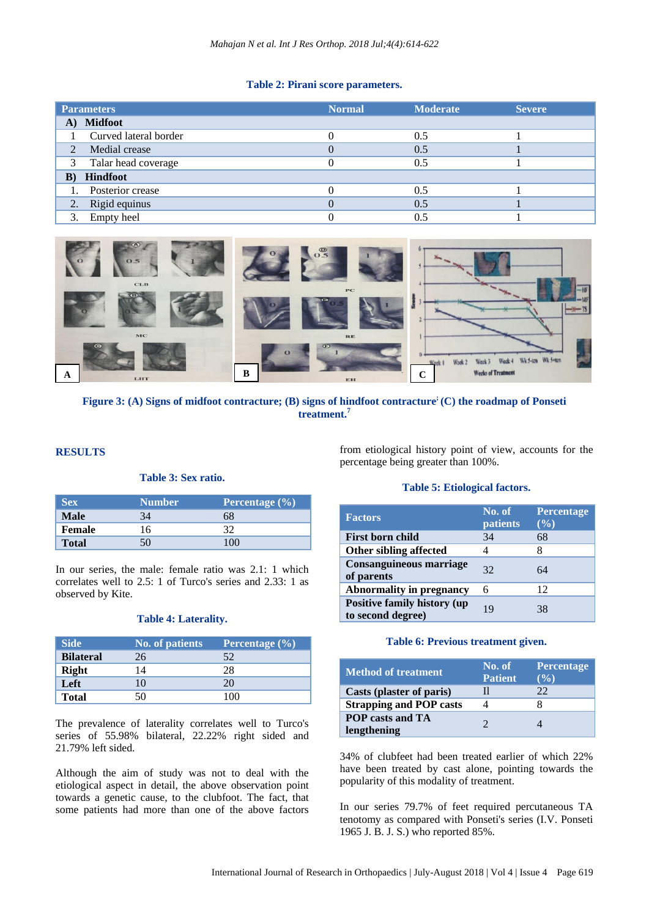**Table 2: Pirani score parameters.**

| Parameters | | Normal | Moderate | Severe |
|---|---|---|---|---|
| **A)** | **Midfoot** | | | |
| 1 | Curved lateral border | 0 | 0.5 | 1 |
| 2 | Medial crease | 0 | 0.5 | 1 |
| 3 | Talar head coverage | 0 | 0.5 | 1 |
| **B)** | **Hindfoot** | | | |
| 1. | Posterior crease | 0 | 0.5 | 1 |
| 2. | Rigid equinus | 0 | 0.5 | 1 |
| 3. | Empty heel | 0 | 0.5 | 1 |

**Figure 3: (A) Signs of midfoot contracture; (B) signs of hindfoot contracture; (C) the roadmap of Ponseti treatment.[7]**

## RESULTS

**Table 3: Sex ratio.**

| Sex | Number | Percentage (%) |
|---|---|---|
| **Male** | 34 | 68 |
| **Female** | 16 | 32 |
| **Total** | 50 | 100 |

In our series, the male: female ratio was 2.1: 1 which correlates well to 2.5: 1 of Turco's series and 2.33: 1 as observed by Kite.

**Table 4: Laterality.**

| Side | No. of patients | Percentage (%) |
|---|---|---|
| **Bilateral** | 26 | 52 |
| **Right** | 14 | 28 |
| **Left** | 10 | 20 |
| **Total** | 50 | 100 |

The prevalence of laterality correlates well to Turco's series of 55.98% bilateral, 22.22% right sided and 21.79% left sided.

Although the aim of study was not to deal with the etiological aspect in detail, the above observation point towards a genetic cause, to the clubfoot. The fact, that some patients had more than one of the above factors from etiological history point of view, accounts for the percentage being greater than 100%.

**Table 5: Etiological factors.**

| Factors | No. of patients | Percentage (%) |
|---|---|---|
| **First born child** | 34 | 68 |
| **Other sibling affected** | 4 | 8 |
| **Consanguineous marriage of parents** | 32 | 64 |
| **Abnormality in pregnancy** | 6 | 12 |
| **Positive family history (up to second degree)** | 19 | 38 |

**Table 6: Previous treatment given.**

| Method of treatment | No. of Patient | Percentage (%) |
|---|---|---|
| **Casts (plaster of paris)** | Il | 22 |
| **Strapping and POP casts** | 4 | 8 |
| **POP casts and TA lengthening** | 2 | 4 |

34% of clubfeet had been treated earlier of which 22% have been treated by cast alone, pointing towards the popularity of this modality of treatment.

In our series 79.7% of feet required percutaneous TA tenotomy as compared with Ponseti's series (I.V. Ponseti 1965 J. B. J. S.) who reported 85%.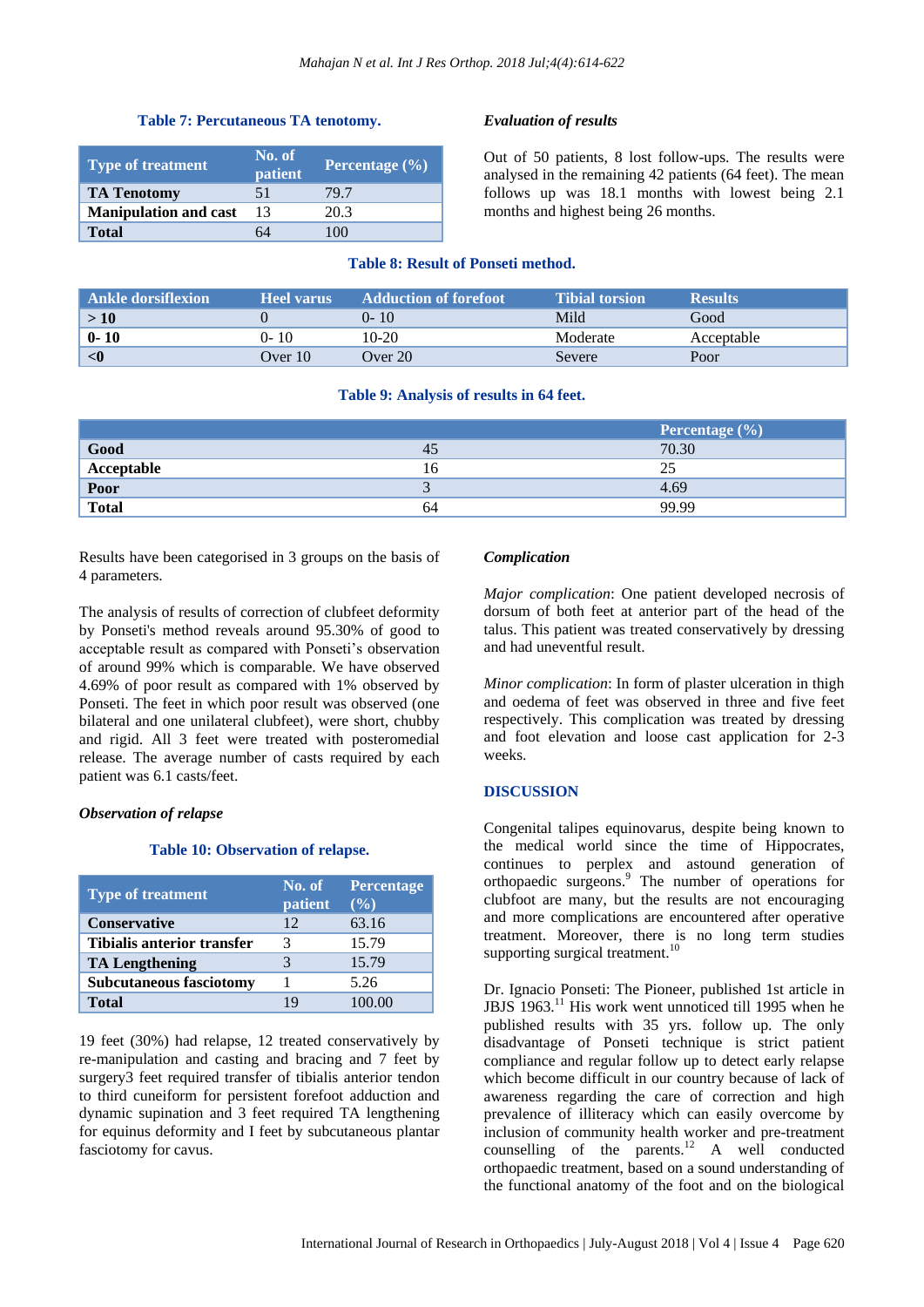**Table 7: Percutaneous TA tenotomy.**

| Type of treatment | No. of patient | Percentage (%) |
| --- | --- | --- |
| **TA Tenotomy** | 51 | 79.7 |
| **Manipulation and cast** | 13 | 20.3 |
| **Total** | 64 | 100 |

### *Evaluation of results*

Out of 50 patients, 8 lost follow-ups. The results were analysed in the remaining 42 patients (64 feet). The mean follows up was 18.1 months with lowest being 2.1 months and highest being 26 months.

**Table 8: Result of Ponseti method.**

| Ankle dorsiflexion | Heel varus | Adduction of forefoot | Tibial torsion | Results |
| --- | --- | --- | --- | --- |
| **> 10** | 0 | 0- 10 | Mild | Good |
| **0- 10** | 0- 10 | 10-20 | Moderate | Acceptable |
| **<0** | Over 10 | Over 20 | Severe | Poor |

**Table 9: Analysis of results in 64 feet.**

| | | Percentage (%) |
| --- | --- | --- |
| **Good** | 45 | 70.30 |
| **Acceptable** | 16 | 25 |
| **Poor** | 3 | 4.69 |
| **Total** | 64 | 99.99 |

Results have been categorised in 3 groups on the basis of 4 parameters.

The analysis of results of correction of clubfeet deformity by Ponseti's method reveals around 95.30% of good to acceptable result as compared with Ponseti's observation of around 99% which is comparable. We have observed 4.69% of poor result as compared with 1% observed by Ponseti. The feet in which poor result was observed (one bilateral and one unilateral clubfeet), were short, chubby and rigid. All 3 feet were treated with posteromedial release. The average number of casts required by each patient was 6.1 casts/feet.

### *Observation of relapse*

**Table 10: Observation of relapse.**

| Type of treatment | No. of patient | Percentage (%) |
| --- | --- | --- |
| **Conservative** | 12 | 63.16 |
| **Tibialis anterior transfer** | 3 | 15.79 |
| **TA Lengthening** | 3 | 15.79 |
| **Subcutaneous fasciotomy** | 1 | 5.26 |
| **Total** | 19 | 100.00 |

19 feet (30%) had relapse, 12 treated conservatively by re-manipulation and casting and bracing and 7 feet by surgery3 feet required transfer of tibialis anterior tendon to third cuneiform for persistent forefoot adduction and dynamic supination and 3 feet required TA lengthening for equinus deformity and I feet by subcutaneous plantar fasciotomy for cavus.

### *Complication*

*Major complication*: One patient developed necrosis of dorsum of both feet at anterior part of the head of the talus. This patient was treated conservatively by dressing and had uneventful result.

*Minor complication*: In form of plaster ulceration in thigh and oedema of feet was observed in three and five feet respectively. This complication was treated by dressing and foot elevation and loose cast application for 2-3 weeks.

## DISCUSSION

Congenital talipes equinovarus, despite being known to the medical world since the time of Hippocrates, continues to perplex and astound generation of orthopaedic surgeons.[9] The number of operations for clubfoot are many, but the results are not encouraging and more complications are encountered after operative treatment. Moreover, there is no long term studies supporting surgical treatment.[10]

Dr. Ignacio Ponseti: The Pioneer, published 1st article in JBJS 1963.[11] His work went unnoticed till 1995 when he published results with 35 yrs. follow up. The only disadvantage of Ponseti technique is strict patient compliance and regular follow up to detect early relapse which become difficult in our country because of lack of awareness regarding the care of correction and high prevalence of illiteracy which can easily overcome by inclusion of community health worker and pre-treatment counselling of the parents.[12] A well conducted orthopaedic treatment, based on a sound understanding of the functional anatomy of the foot and on the biological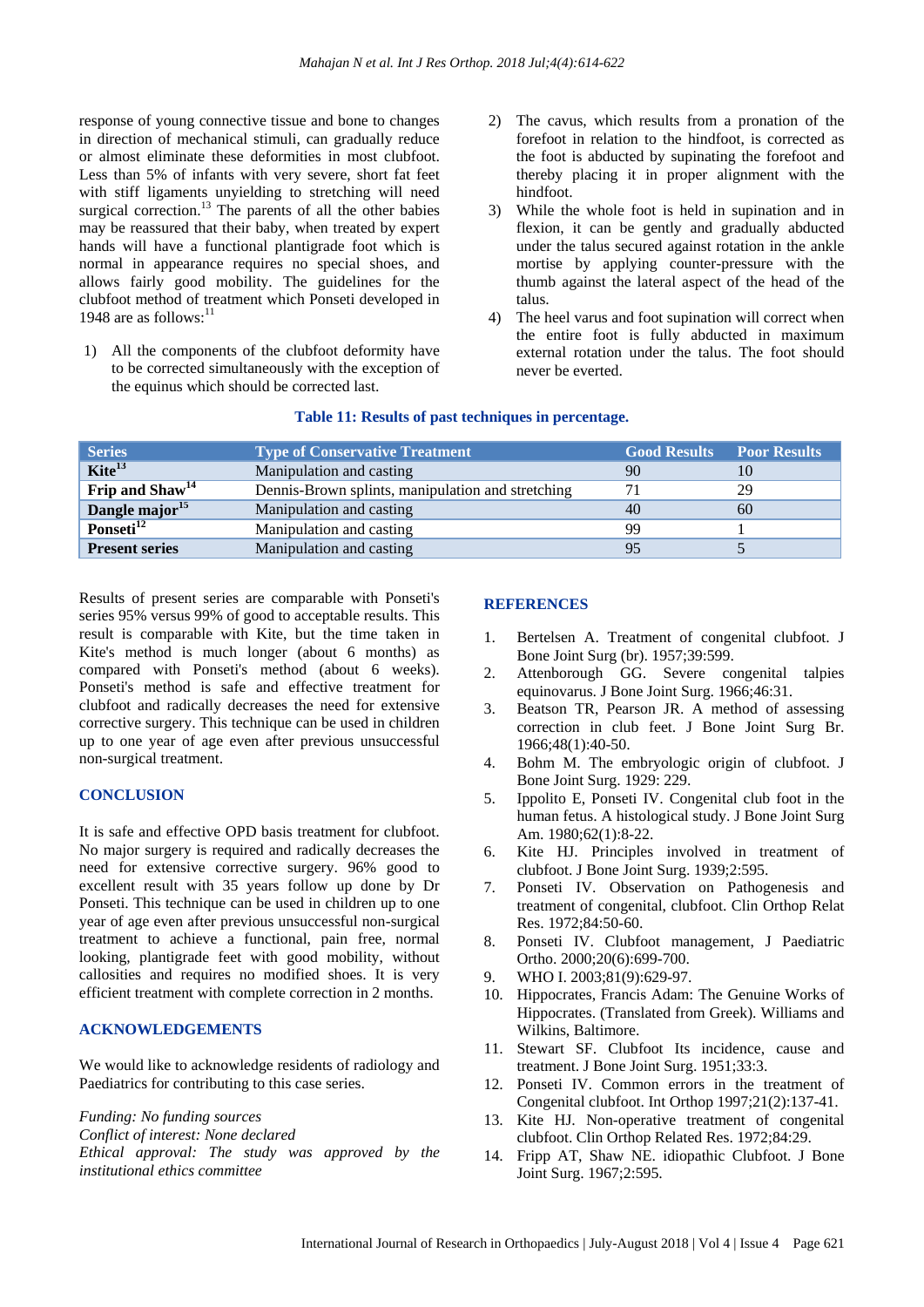response of young connective tissue and bone to changes in direction of mechanical stimuli, can gradually reduce or almost eliminate these deformities in most clubfoot. Less than 5% of infants with very severe, short fat feet with stiff ligaments unyielding to stretching will need surgical correction.[13] The parents of all the other babies may be reassured that their baby, when treated by expert hands will have a functional plantigrade foot which is normal in appearance requires no special shoes, and allows fairly good mobility. The guidelines for the clubfoot method of treatment which Ponseti developed in 1948 are as follows:[11]

1) All the components of the clubfoot deformity have to be corrected simultaneously with the exception of the equinus which should be corrected last.
2) The cavus, which results from a pronation of the forefoot in relation to the hindfoot, is corrected as the foot is abducted by supinating the forefoot and thereby placing it in proper alignment with the hindfoot.
3) While the whole foot is held in supination and in flexion, it can be gently and gradually abducted under the talus secured against rotation in the ankle mortise by applying counter-pressure with the thumb against the lateral aspect of the head of the talus.
4) The heel varus and foot supination will correct when the entire foot is fully abducted in maximum external rotation under the talus. The foot should never be everted.

**Table 11: Results of past techniques in percentage.**

| Series | Type of Conservative Treatment | Good Results | Poor Results |
|---|---|---|---|
| **Kite[13]** | Manipulation and casting | 90 | 10 |
| **Frip and Shaw[14]** | Dennis-Brown splints, manipulation and stretching | 71 | 29 |
| **Dangle major[15]** | Manipulation and casting | 40 | 60 |
| **Ponseti[12]** | Manipulation and casting | 99 | 1 |
| **Present series** | Manipulation and casting | 95 | 5 |

Results of present series are comparable with Ponseti's series 95% versus 99% of good to acceptable results. This result is comparable with Kite, but the time taken in Kite's method is much longer (about 6 months) as compared with Ponseti's method (about 6 weeks). Ponseti's method is safe and effective treatment for clubfoot and radically decreases the need for extensive corrective surgery. This technique can be used in children up to one year of age even after previous unsuccessful non-surgical treatment.

## CONCLUSION

It is safe and effective OPD basis treatment for clubfoot. No major surgery is required and radically decreases the need for extensive corrective surgery. 96% good to excellent result with 35 years follow up done by Dr Ponseti. This technique can be used in children up to one year of age even after previous unsuccessful non-surgical treatment to achieve a functional, pain free, normal looking, plantigrade feet with good mobility, without callosities and requires no modified shoes. It is very efficient treatment with complete correction in 2 months.

## ACKNOWLEDGEMENTS

We would like to acknowledge residents of radiology and Paediatrics for contributing to this case series.

*Funding: No funding sources*
*Conflict of interest: None declared*
*Ethical approval: The study was approved by the institutional ethics committee*

## REFERENCES

1. Bertelsen A. Treatment of congenital clubfoot. J Bone Joint Surg (br). 1957;39:599.
2. Attenborough GG. Severe congenital talpies equinovarus. J Bone Joint Surg. 1966;46:31.
3. Beatson TR, Pearson JR. A method of assessing correction in club feet. J Bone Joint Surg Br. 1966;48(1):40-50.
4. Bohm M. The embryologic origin of clubfoot. J Bone Joint Surg. 1929: 229.
5. Ippolito E, Ponseti IV. Congenital club foot in the human fetus. A histological study. J Bone Joint Surg Am. 1980;62(1):8-22.
6. Kite HJ. Principles involved in treatment of clubfoot. J Bone Joint Surg. 1939;2:595.
7. Ponseti IV. Observation on Pathogenesis and treatment of congenital, clubfoot. Clin Orthop Relat Res. 1972;84:50-60.
8. Ponseti IV. Clubfoot management, J Paediatric Ortho. 2000;20(6):699-700.
9. WHO I. 2003;81(9):629-97.
10. Hippocrates, Francis Adam: The Genuine Works of Hippocrates. (Translated from Greek). Williams and Wilkins, Baltimore.
11. Stewart SF. Clubfoot Its incidence, cause and treatment. J Bone Joint Surg. 1951;33:3.
12. Ponseti IV. Common errors in the treatment of Congenital clubfoot. Int Orthop 1997;21(2):137-41.
13. Kite HJ. Non-operative treatment of congenital clubfoot. Clin Orthop Related Res. 1972;84:29.
14. Fripp AT, Shaw NE. idiopathic Clubfoot. J Bone Joint Surg. 1967;2:595.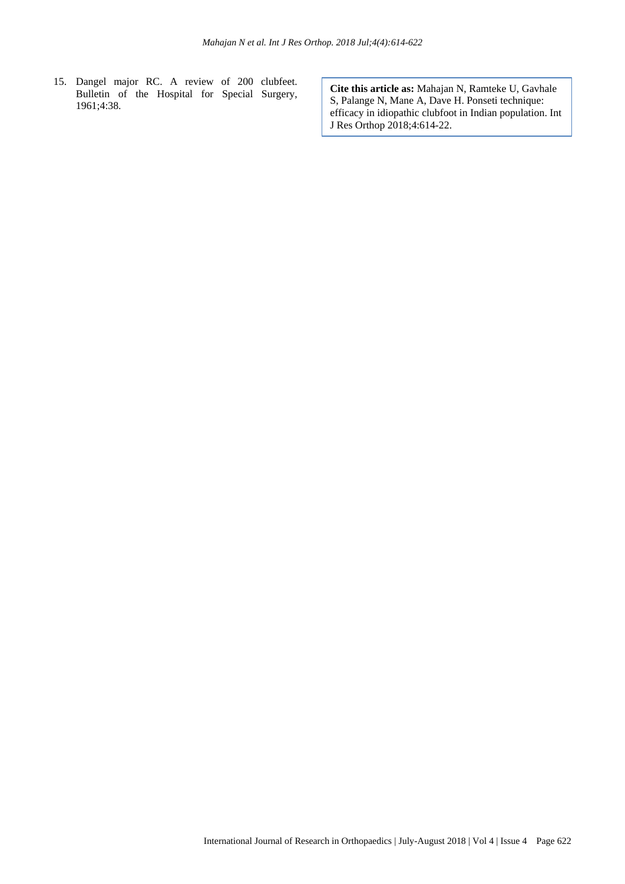15. Dangel major RC. A review of 200 clubfeet. Bulletin of the Hospital for Special Surgery, 1961;4:38.

**Cite this article as:** Mahajan N, Ramteke U, Gavhale S, Palange N, Mane A, Dave H. Ponseti technique: efficacy in idiopathic clubfoot in Indian population. Int J Res Orthop 2018;4:614-22.